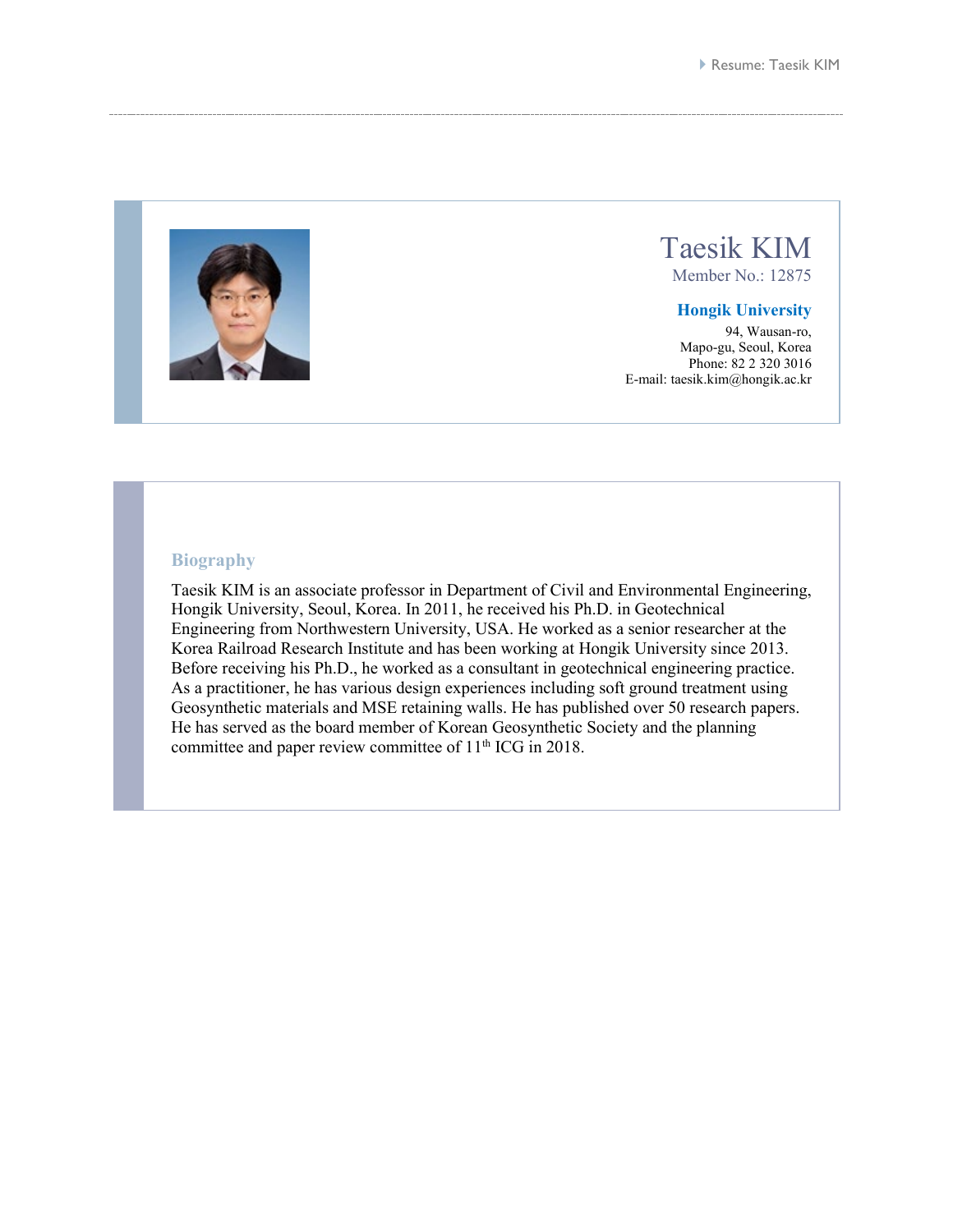# Taesik KIM

Member No.: 12875

**Hongik University**

94, Wausan-ro,
Mapo-gu, Seoul, Korea
Phone: 82 2 320 3016
E-mail: taesik.kim@hongik.ac.kr

## Biography

Taesik KIM is an associate professor in Department of Civil and Environmental Engineering, Hongik University, Seoul, Korea. In 2011, he received his Ph.D. in Geotechnical Engineering from Northwestern University, USA. He worked as a senior researcher at the Korea Railroad Research Institute and has been working at Hongik University since 2013. Before receiving his Ph.D., he worked as a consultant in geotechnical engineering practice. As a practitioner, he has various design experiences including soft ground treatment using Geosynthetic materials and MSE retaining walls. He has published over 50 research papers. He has served as the board member of Korean Geosynthetic Society and the planning committee and paper review committee of 11th ICG in 2018.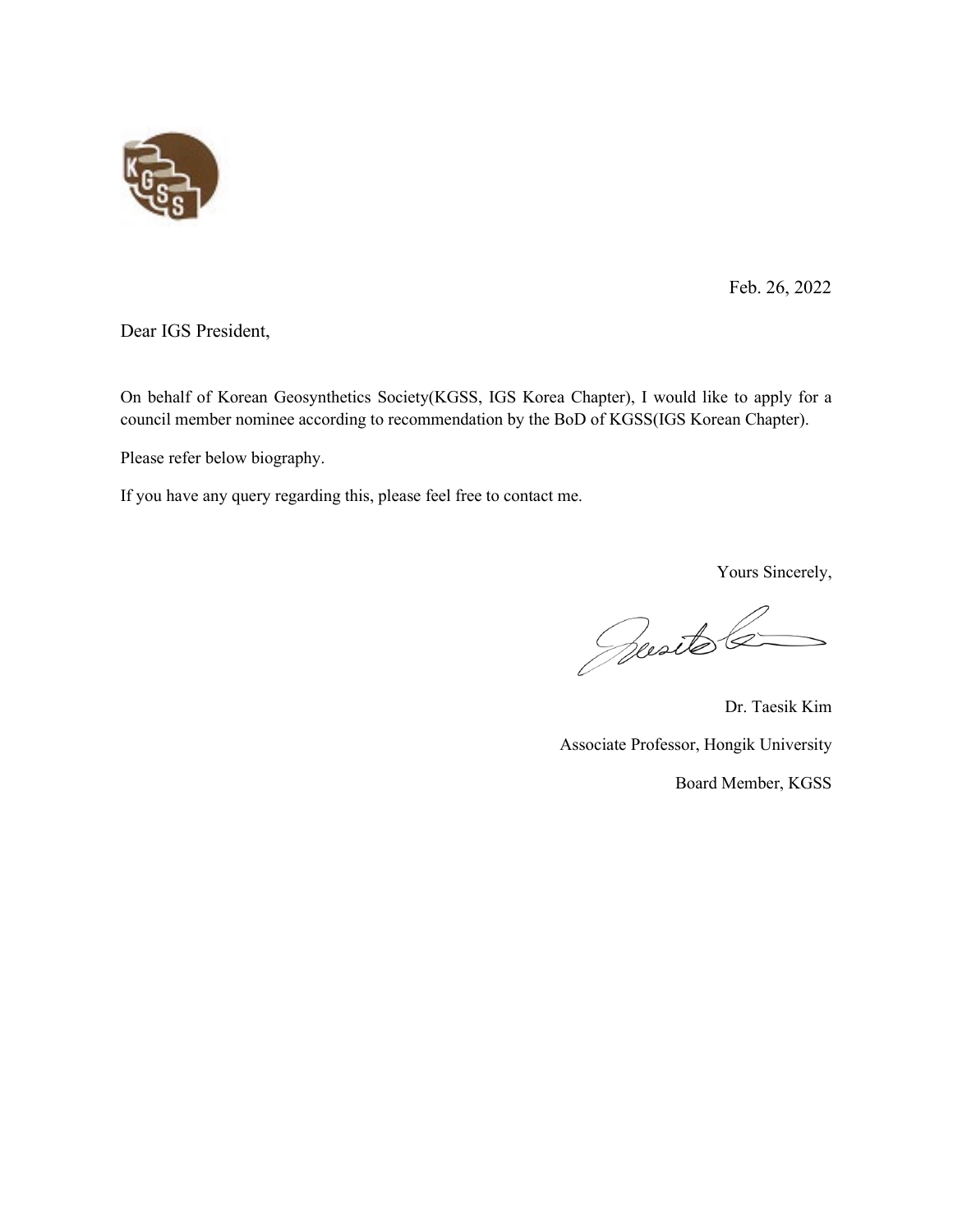Feb. 26, 2022

Dear IGS President,

On behalf of Korean Geosynthetics Society(KGSS, IGS Korea Chapter), I would like to apply for a council member nominee according to recommendation by the BoD of KGSS(IGS Korean Chapter).

Please refer below biography.

If you have any query regarding this, please feel free to contact me.

Yours Sincerely,

Dr. Taesik Kim

Associate Professor, Hongik University

Board Member, KGSS